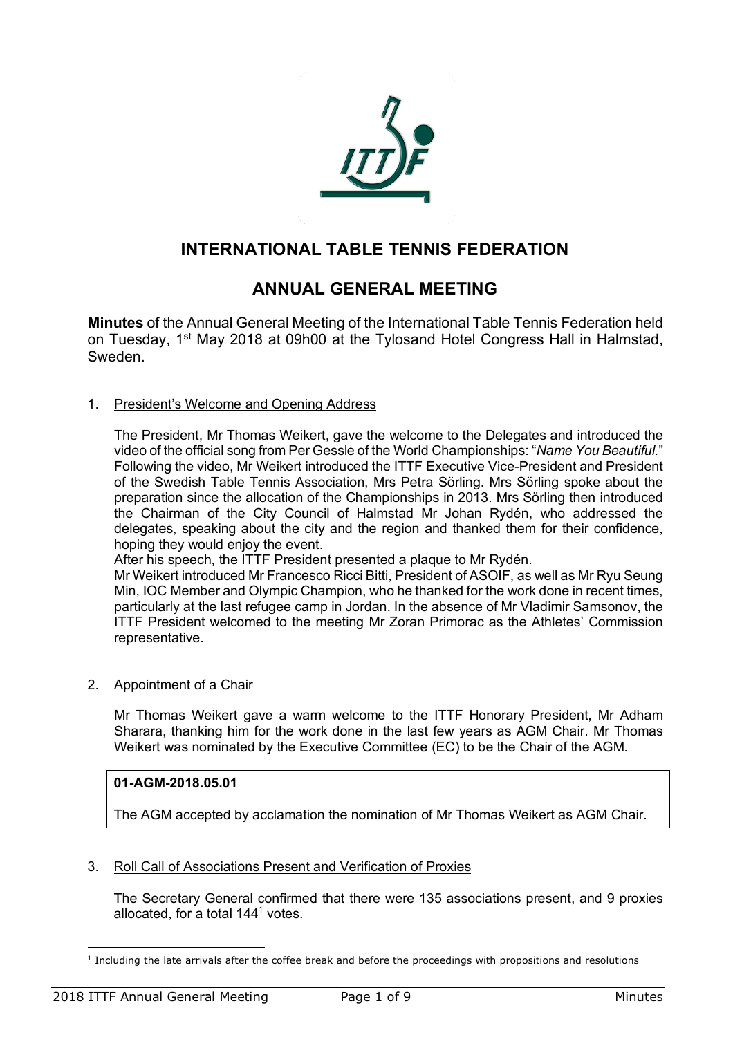# INTERNATIONAL TABLE TENNIS FEDERATION

## ANNUAL GENERAL MEETING

**Minutes** of the Annual General Meeting of the International Table Tennis Federation held on Tuesday, 1st May 2018 at 09h00 at the Tylosand Hotel Congress Hall in Halmstad, Sweden.

1. President's Welcome and Opening Address

   The President, Mr Thomas Weikert, gave the welcome to the Delegates and introduced the video of the official song from Per Gessle of the World Championships: "*Name You Beautiful.*" Following the video, Mr Weikert introduced the ITTF Executive Vice-President and President of the Swedish Table Tennis Association, Mrs Petra Sörling. Mrs Sörling spoke about the preparation since the allocation of the Championships in 2013. Mrs Sörling then introduced the Chairman of the City Council of Halmstad Mr Johan Rydén, who addressed the delegates, speaking about the city and the region and thanked them for their confidence, hoping they would enjoy the event.
   After his speech, the ITTF President presented a plaque to Mr Rydén.
   Mr Weikert introduced Mr Francesco Ricci Bitti, President of ASOIF, as well as Mr Ryu Seung Min, IOC Member and Olympic Champion, who he thanked for the work done in recent times, particularly at the last refugee camp in Jordan. In the absence of Mr Vladimir Samsonov, the ITTF President welcomed to the meeting Mr Zoran Primorac as the Athletes' Commission representative.

2. Appointment of a Chair

   Mr Thomas Weikert gave a warm welcome to the ITTF Honorary President, Mr Adham Sharara, thanking him for the work done in the last few years as AGM Chair. Mr Thomas Weikert was nominated by the Executive Committee (EC) to be the Chair of the AGM.

   **01-AGM-2018.05.01**

   The AGM accepted by acclamation the nomination of Mr Thomas Weikert as AGM Chair.

3. Roll Call of Associations Present and Verification of Proxies

   The Secretary General confirmed that there were 135 associations present, and 9 proxies allocated, for a total 144[1] votes.

[1] Including the late arrivals after the coffee break and before the proceedings with propositions and resolutions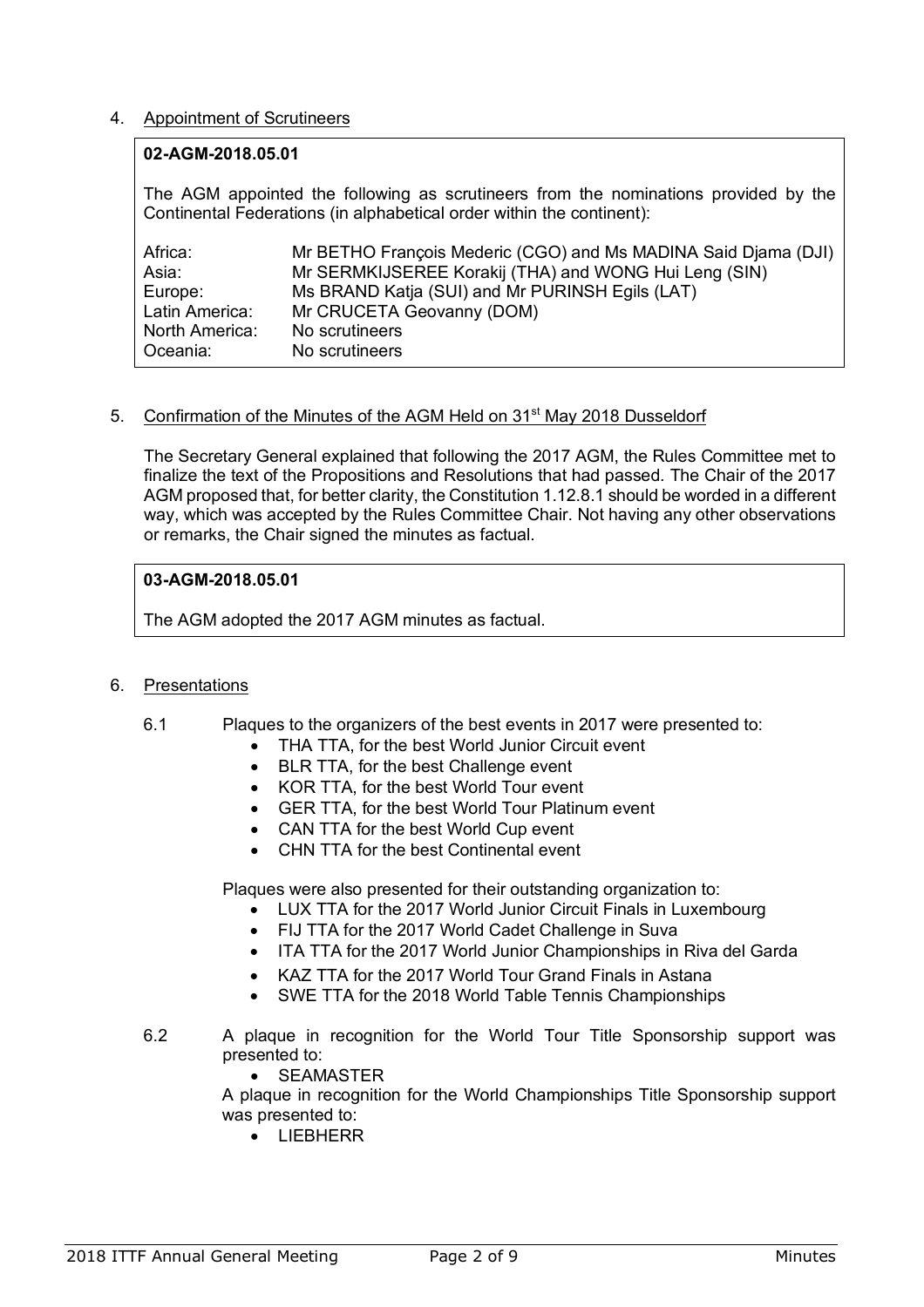4. Appointment of Scrutineers

**02-AGM-2018.05.01**

The AGM appointed the following as scrutineers from the nominations provided by the Continental Federations (in alphabetical order within the continent):

| | |
|---|---|
| Africa: | Mr BETHO François Mederic (CGO) and Ms MADINA Said Djama (DJI) |
| Asia: | Mr SERMKIJSEREE Korakij (THA) and WONG Hui Leng (SIN) |
| Europe: | Ms BRAND Katja (SUI) and Mr PURINSH Egils (LAT) |
| Latin America: | Mr CRUCETA Geovanny (DOM) |
| North America: | No scrutineers |
| Oceania: | No scrutineers |

5. Confirmation of the Minutes of the AGM Held on 31st May 2018 Dusseldorf

The Secretary General explained that following the 2017 AGM, the Rules Committee met to finalize the text of the Propositions and Resolutions that had passed. The Chair of the 2017 AGM proposed that, for better clarity, the Constitution 1.12.8.1 should be worded in a different way, which was accepted by the Rules Committee Chair. Not having any other observations or remarks, the Chair signed the minutes as factual.

**03-AGM-2018.05.01**

The AGM adopted the 2017 AGM minutes as factual.

6. Presentations

6.1 Plaques to the organizers of the best events in 2017 were presented to:

- THA TTA, for the best World Junior Circuit event
- BLR TTA, for the best Challenge event
- KOR TTA, for the best World Tour event
- GER TTA, for the best World Tour Platinum event
- CAN TTA for the best World Cup event
- CHN TTA for the best Continental event

Plaques were also presented for their outstanding organization to:

- LUX TTA for the 2017 World Junior Circuit Finals in Luxembourg
- FIJ TTA for the 2017 World Cadet Challenge in Suva
- ITA TTA for the 2017 World Junior Championships in Riva del Garda
- KAZ TTA for the 2017 World Tour Grand Finals in Astana
- SWE TTA for the 2018 World Table Tennis Championships

6.2 A plaque in recognition for the World Tour Title Sponsorship support was presented to:

- SEAMASTER

A plaque in recognition for the World Championships Title Sponsorship support was presented to:

- LIEBHERR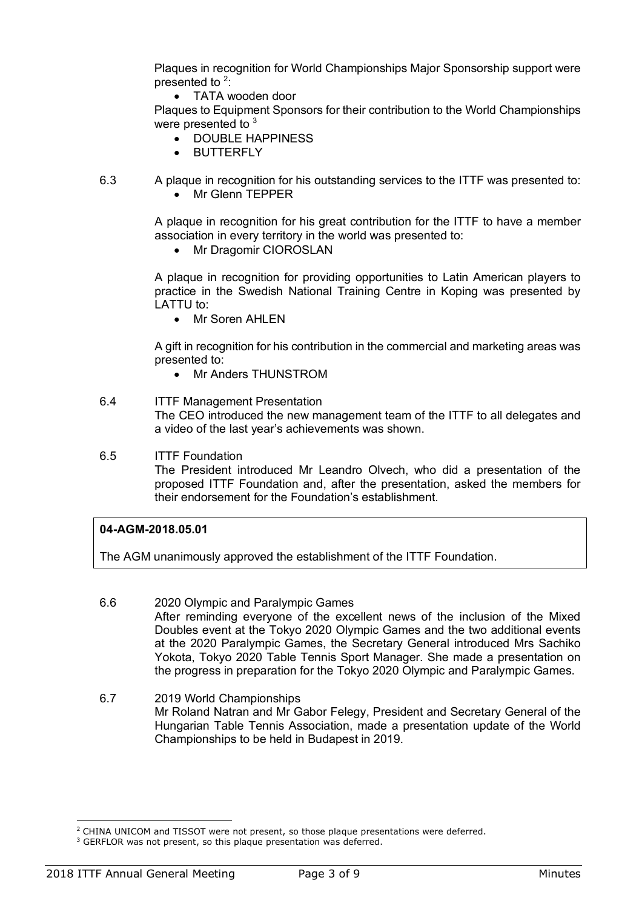Plaques in recognition for World Championships Major Sponsorship support were presented to [2]:

- TATA wooden door

Plaques to Equipment Sponsors for their contribution to the World Championships were presented to [3]

- DOUBLE HAPPINESS
- BUTTERFLY

6.3 A plaque in recognition for his outstanding services to the ITTF was presented to:

- Mr Glenn TEPPER

A plaque in recognition for his great contribution for the ITTF to have a member association in every territory in the world was presented to:

- Mr Dragomir CIOROSLAN

A plaque in recognition for providing opportunities to Latin American players to practice in the Swedish National Training Centre in Koping was presented by LATTU to:

- Mr Soren AHLEN

A gift in recognition for his contribution in the commercial and marketing areas was presented to:

- Mr Anders THUNSTROM

6.4 ITTF Management Presentation

The CEO introduced the new management team of the ITTF to all delegates and a video of the last year's achievements was shown.

6.5 ITTF Foundation

The President introduced Mr Leandro Olvech, who did a presentation of the proposed ITTF Foundation and, after the presentation, asked the members for their endorsement for the Foundation's establishment.

> **04-AGM-2018.05.01**
>
> The AGM unanimously approved the establishment of the ITTF Foundation.

6.6 2020 Olympic and Paralympic Games

After reminding everyone of the excellent news of the inclusion of the Mixed Doubles event at the Tokyo 2020 Olympic Games and the two additional events at the 2020 Paralympic Games, the Secretary General introduced Mrs Sachiko Yokota, Tokyo 2020 Table Tennis Sport Manager. She made a presentation on the progress in preparation for the Tokyo 2020 Olympic and Paralympic Games.

6.7 2019 World Championships

Mr Roland Natran and Mr Gabor Felegy, President and Secretary General of the Hungarian Table Tennis Association, made a presentation update of the World Championships to be held in Budapest in 2019.

---

[2] CHINA UNICOM and TISSOT were not present, so those plaque presentations were deferred.

[3] GERFLOR was not present, so this plaque presentation was deferred.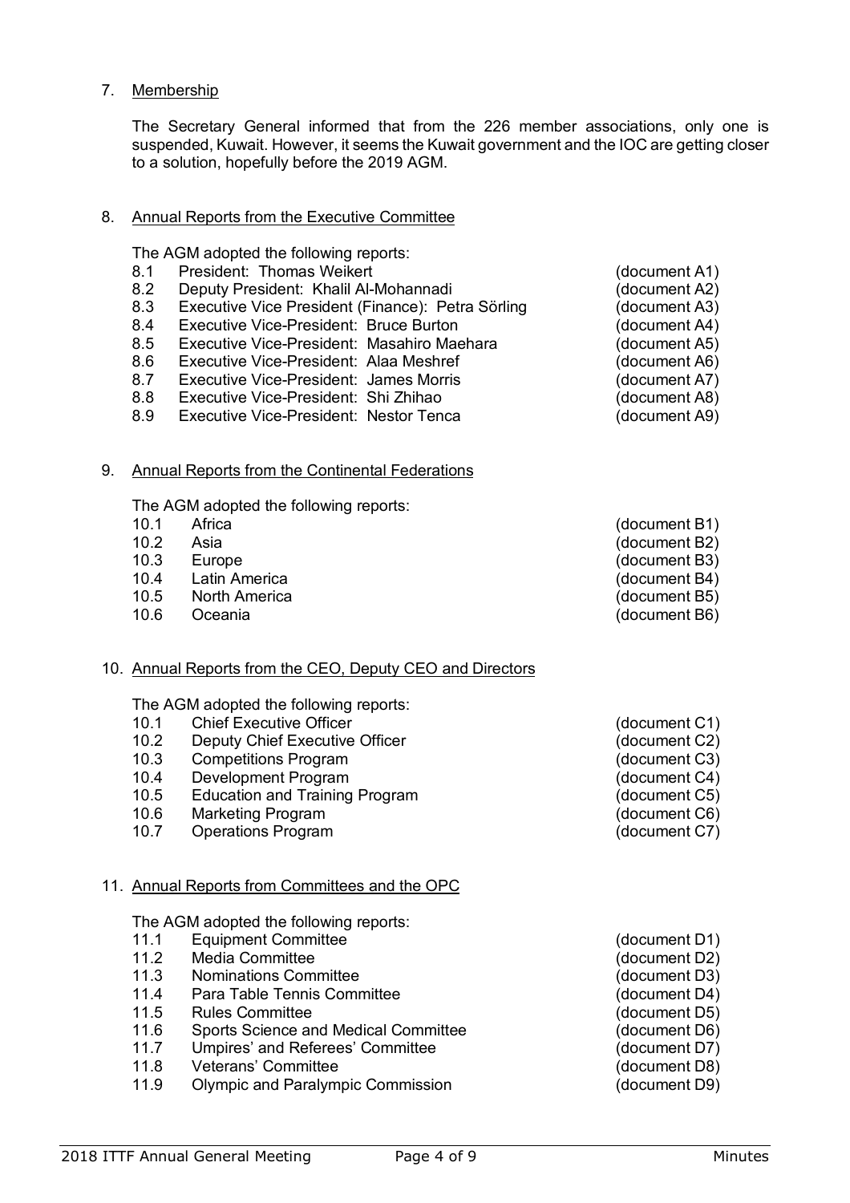## 7. Membership

The Secretary General informed that from the 226 member associations, only one is suspended, Kuwait. However, it seems the Kuwait government and the IOC are getting closer to a solution, hopefully before the 2019 AGM.

## 8. Annual Reports from the Executive Committee

The AGM adopted the following reports:

| | | |
|---|---|---|
| 8.1 | President: Thomas Weikert | (document A1) |
| 8.2 | Deputy President: Khalil Al-Mohannadi | (document A2) |
| 8.3 | Executive Vice President (Finance): Petra Sörling | (document A3) |
| 8.4 | Executive Vice-President: Bruce Burton | (document A4) |
| 8.5 | Executive Vice-President: Masahiro Maehara | (document A5) |
| 8.6 | Executive Vice-President: Alaa Meshref | (document A6) |
| 8.7 | Executive Vice-President: James Morris | (document A7) |
| 8.8 | Executive Vice-President: Shi Zhihao | (document A8) |
| 8.9 | Executive Vice-President: Nestor Tenca | (document A9) |

## 9. Annual Reports from the Continental Federations

The AGM adopted the following reports:

| | | |
|---|---|---|
| 10.1 | Africa | (document B1) |
| 10.2 | Asia | (document B2) |
| 10.3 | Europe | (document B3) |
| 10.4 | Latin America | (document B4) |
| 10.5 | North America | (document B5) |
| 10.6 | Oceania | (document B6) |

## 10. Annual Reports from the CEO, Deputy CEO and Directors

The AGM adopted the following reports:

| | | |
|---|---|---|
| 10.1 | Chief Executive Officer | (document C1) |
| 10.2 | Deputy Chief Executive Officer | (document C2) |
| 10.3 | Competitions Program | (document C3) |
| 10.4 | Development Program | (document C4) |
| 10.5 | Education and Training Program | (document C5) |
| 10.6 | Marketing Program | (document C6) |
| 10.7 | Operations Program | (document C7) |

## 11. Annual Reports from Committees and the OPC

The AGM adopted the following reports:

| | | |
|---|---|---|
| 11.1 | Equipment Committee | (document D1) |
| 11.2 | Media Committee | (document D2) |
| 11.3 | Nominations Committee | (document D3) |
| 11.4 | Para Table Tennis Committee | (document D4) |
| 11.5 | Rules Committee | (document D5) |
| 11.6 | Sports Science and Medical Committee | (document D6) |
| 11.7 | Umpires' and Referees' Committee | (document D7) |
| 11.8 | Veterans' Committee | (document D8) |
| 11.9 | Olympic and Paralympic Commission | (document D9) |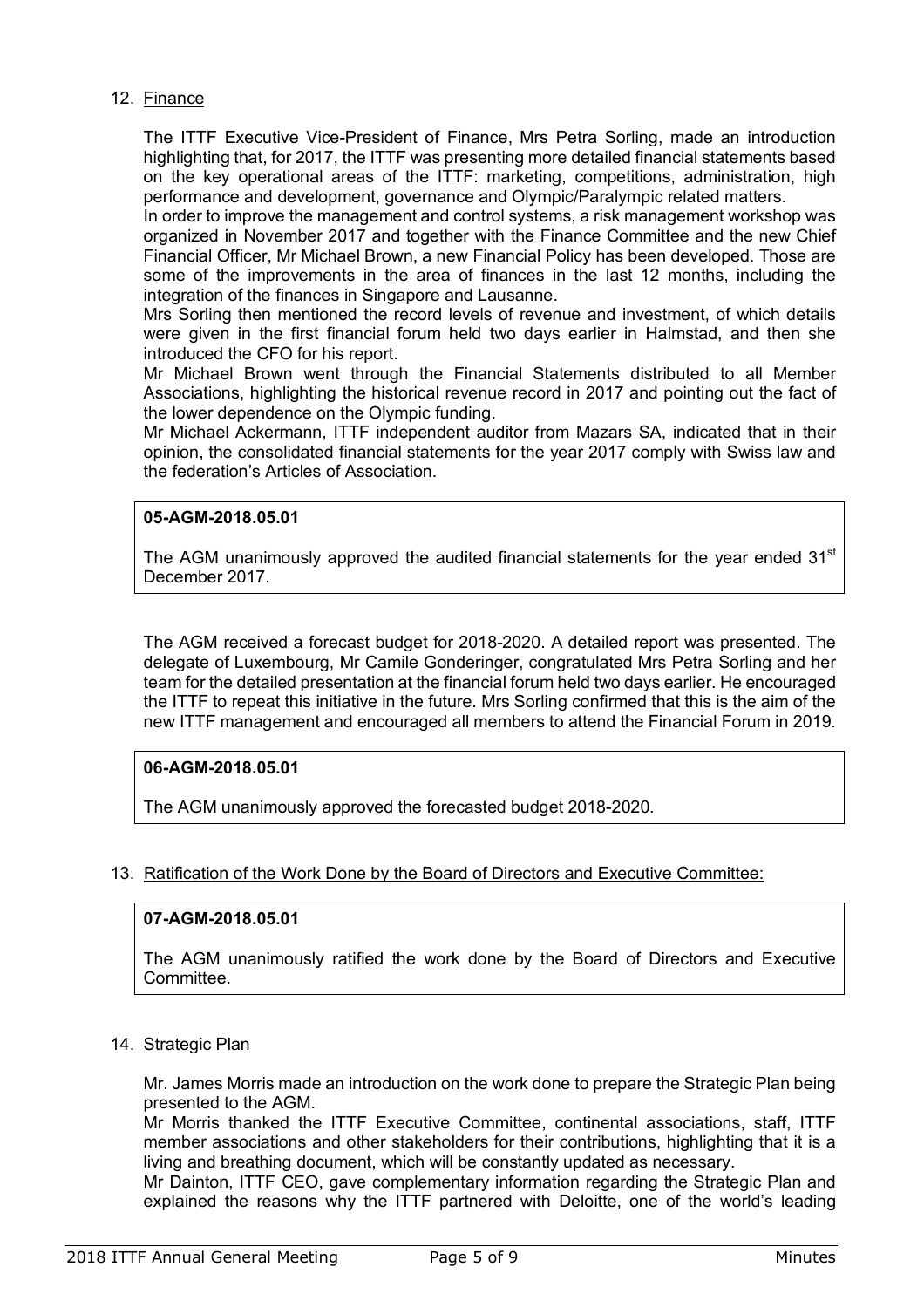12. Finance

The ITTF Executive Vice-President of Finance, Mrs Petra Sorling, made an introduction highlighting that, for 2017, the ITTF was presenting more detailed financial statements based on the key operational areas of the ITTF: marketing, competitions, administration, high performance and development, governance and Olympic/Paralympic related matters.

In order to improve the management and control systems, a risk management workshop was organized in November 2017 and together with the Finance Committee and the new Chief Financial Officer, Mr Michael Brown, a new Financial Policy has been developed. Those are some of the improvements in the area of finances in the last 12 months, including the integration of the finances in Singapore and Lausanne.

Mrs Sorling then mentioned the record levels of revenue and investment, of which details were given in the first financial forum held two days earlier in Halmstad, and then she introduced the CFO for his report.

Mr Michael Brown went through the Financial Statements distributed to all Member Associations, highlighting the historical revenue record in 2017 and pointing out the fact of the lower dependence on the Olympic funding.

Mr Michael Ackermann, ITTF independent auditor from Mazars SA, indicated that in their opinion, the consolidated financial statements for the year 2017 comply with Swiss law and the federation's Articles of Association.

**05-AGM-2018.05.01**

The AGM unanimously approved the audited financial statements for the year ended 31st December 2017.

The AGM received a forecast budget for 2018-2020. A detailed report was presented. The delegate of Luxembourg, Mr Camile Gonderinger, congratulated Mrs Petra Sorling and her team for the detailed presentation at the financial forum held two days earlier. He encouraged the ITTF to repeat this initiative in the future. Mrs Sorling confirmed that this is the aim of the new ITTF management and encouraged all members to attend the Financial Forum in 2019.

**06-AGM-2018.05.01**

The AGM unanimously approved the forecasted budget 2018-2020.

13. Ratification of the Work Done by the Board of Directors and Executive Committee:

**07-AGM-2018.05.01**

The AGM unanimously ratified the work done by the Board of Directors and Executive Committee.

14. Strategic Plan

Mr. James Morris made an introduction on the work done to prepare the Strategic Plan being presented to the AGM.

Mr Morris thanked the ITTF Executive Committee, continental associations, staff, ITTF member associations and other stakeholders for their contributions, highlighting that it is a living and breathing document, which will be constantly updated as necessary.

Mr Dainton, ITTF CEO, gave complementary information regarding the Strategic Plan and explained the reasons why the ITTF partnered with Deloitte, one of the world's leading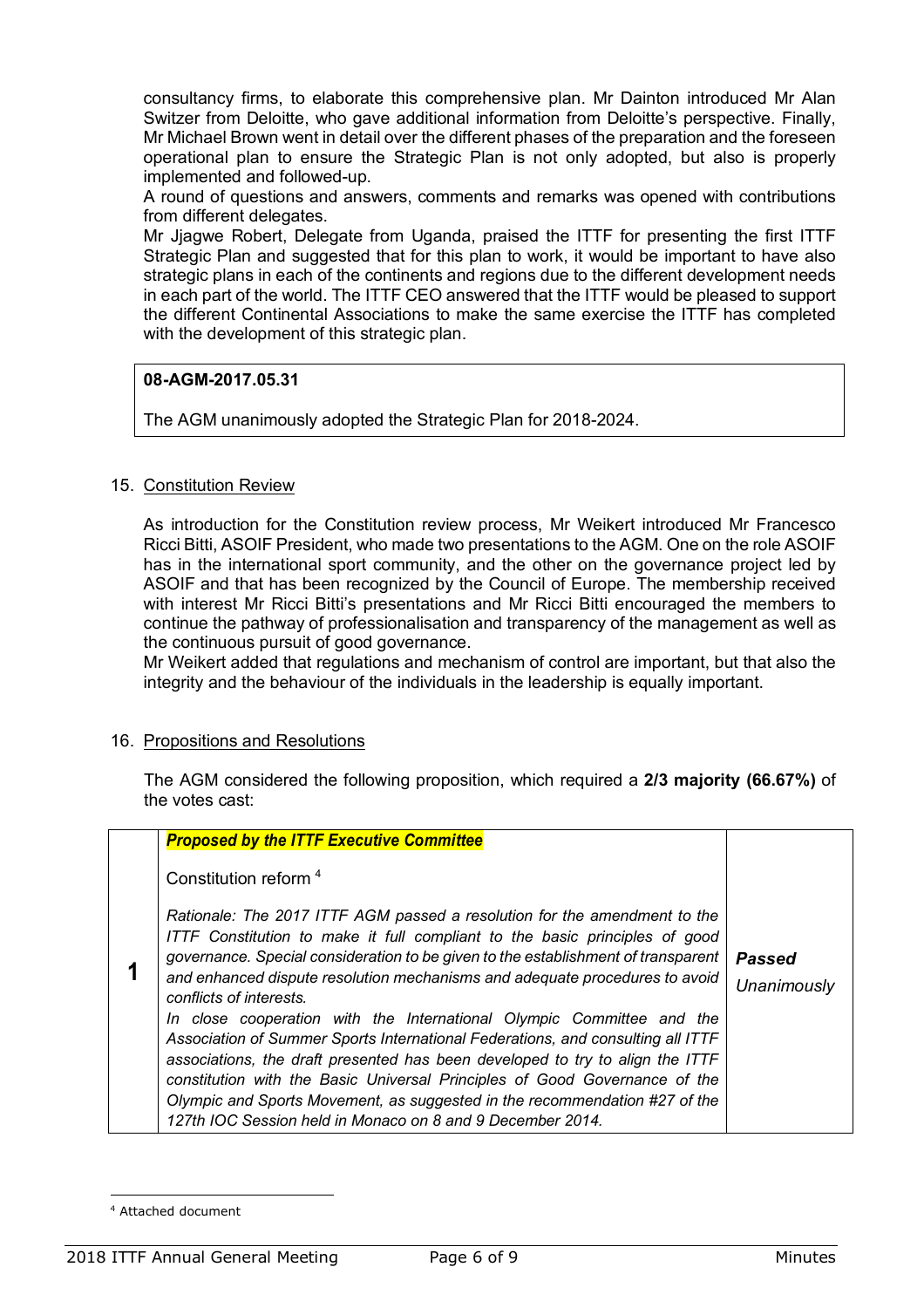consultancy firms, to elaborate this comprehensive plan. Mr Dainton introduced Mr Alan Switzer from Deloitte, who gave additional information from Deloitte's perspective. Finally, Mr Michael Brown went in detail over the different phases of the preparation and the foreseen operational plan to ensure the Strategic Plan is not only adopted, but also is properly implemented and followed-up.

A round of questions and answers, comments and remarks was opened with contributions from different delegates.

Mr Jjagwe Robert, Delegate from Uganda, praised the ITTF for presenting the first ITTF Strategic Plan and suggested that for this plan to work, it would be important to have also strategic plans in each of the continents and regions due to the different development needs in each part of the world. The ITTF CEO answered that the ITTF would be pleased to support the different Continental Associations to make the same exercise the ITTF has completed with the development of this strategic plan.

> **08-AGM-2017.05.31**
>
> The AGM unanimously adopted the Strategic Plan for 2018-2024.

15. Constitution Review

As introduction for the Constitution review process, Mr Weikert introduced Mr Francesco Ricci Bitti, ASOIF President, who made two presentations to the AGM. One on the role ASOIF has in the international sport community, and the other on the governance project led by ASOIF and that has been recognized by the Council of Europe. The membership received with interest Mr Ricci Bitti's presentations and Mr Ricci Bitti encouraged the members to continue the pathway of professionalisation and transparency of the management as well as the continuous pursuit of good governance.

Mr Weikert added that regulations and mechanism of control are important, but that also the integrity and the behaviour of the individuals in the leadership is equally important.

16. Propositions and Resolutions

The AGM considered the following proposition, which required a **2/3 majority (66.67%)** of the votes cast:

| | | |
|---|---|---|
| **1** | ***Proposed by the ITTF Executive Committee***<br><br>Constitution reform [4]<br><br>*Rationale: The 2017 ITTF AGM passed a resolution for the amendment to the ITTF Constitution to make it full compliant to the basic principles of good governance. Special consideration to be given to the establishment of transparent and enhanced dispute resolution mechanisms and adequate procedures to avoid conflicts of interests.*<br>*In close cooperation with the International Olympic Committee and the Association of Summer Sports International Federations, and consulting all ITTF associations, the draft presented has been developed to try to align the ITTF constitution with the Basic Universal Principles of Good Governance of the Olympic and Sports Movement, as suggested in the recommendation #27 of the 127th IOC Session held in Monaco on 8 and 9 December 2014.* | ***Passed*** *Unanimously* |

[4] Attached document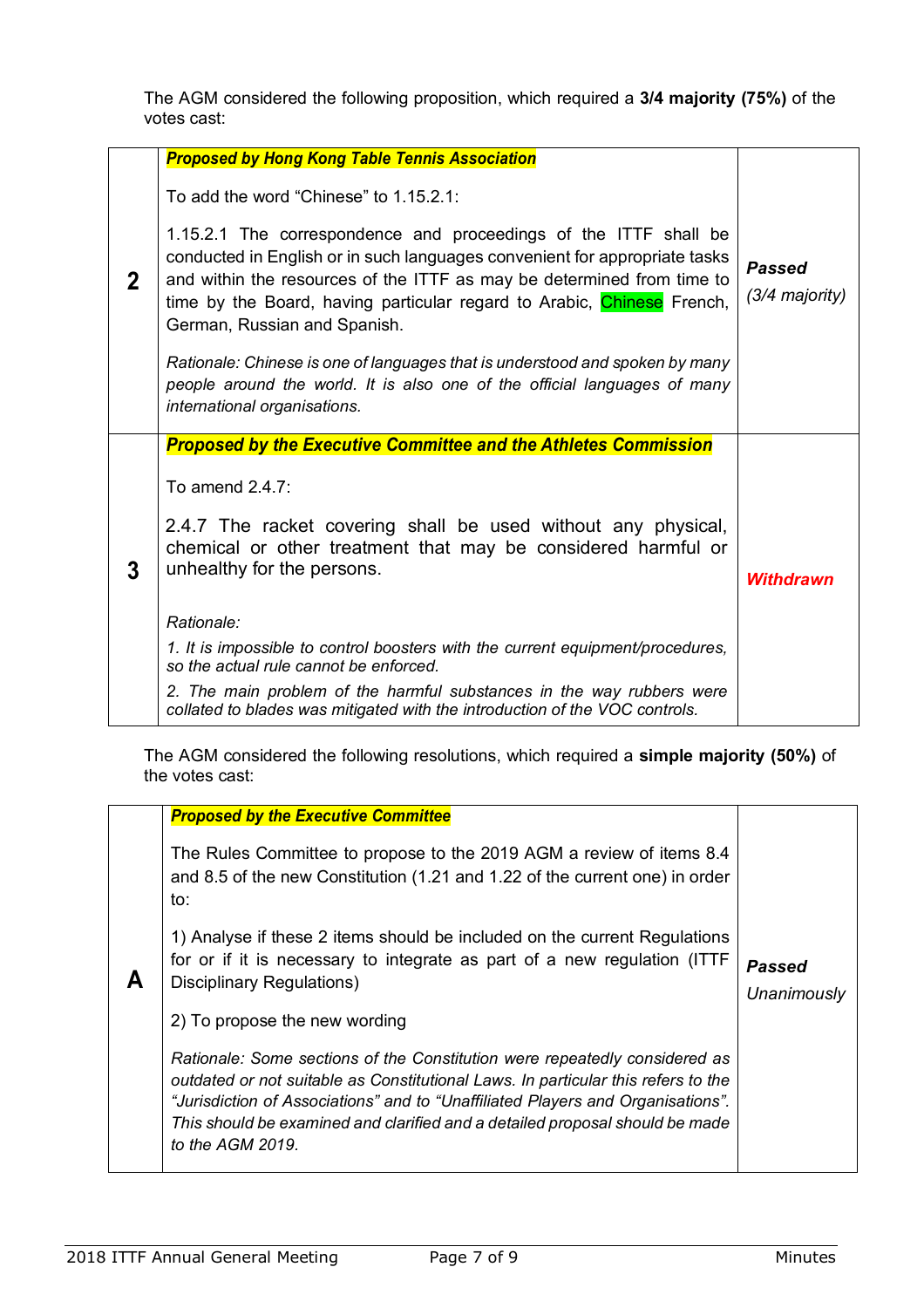The AGM considered the following proposition, which required a **3/4 majority (75%)** of the votes cast:

| | | |
|---|---|---|
| **2** | ***Proposed by Hong Kong Table Tennis Association***<br><br>To add the word "Chinese" to 1.15.2.1:<br><br>1.15.2.1 The correspondence and proceedings of the ITTF shall be conducted in English or in such languages convenient for appropriate tasks and within the resources of the ITTF as may be determined from time to time by the Board, having particular regard to Arabic, Chinese French, German, Russian and Spanish.<br><br>*Rationale: Chinese is one of languages that is understood and spoken by many people around the world. It is also one of the official languages of many international organisations.* | ***Passed***<br>*(3/4 majority)* |
| **3** | ***Proposed by the Executive Committee and the Athletes Commission***<br><br>To amend 2.4.7:<br><br>2.4.7 The racket covering shall be used without any physical, chemical or other treatment that may be considered harmful or unhealthy for the persons.<br><br>*Rationale:*<br>*1. It is impossible to control boosters with the current equipment/procedures, so the actual rule cannot be enforced.*<br>*2. The main problem of the harmful substances in the way rubbers were collated to blades was mitigated with the introduction of the VOC controls.* | ***Withdrawn*** |

The AGM considered the following resolutions, which required a **simple majority (50%)** of the votes cast:

| | | |
|---|---|---|
| **A** | ***Proposed by the Executive Committee***<br><br>The Rules Committee to propose to the 2019 AGM a review of items 8.4 and 8.5 of the new Constitution (1.21 and 1.22 of the current one) in order to:<br><br>1) Analyse if these 2 items should be included on the current Regulations for or if it is necessary to integrate as part of a new regulation (ITTF Disciplinary Regulations)<br><br>2) To propose the new wording<br><br>*Rationale: Some sections of the Constitution were repeatedly considered as outdated or not suitable as Constitutional Laws. In particular this refers to the "Jurisdiction of Associations" and to "Unaffiliated Players and Organisations". This should be examined and clarified and a detailed proposal should be made to the AGM 2019.* | ***Passed***<br>*Unanimously* |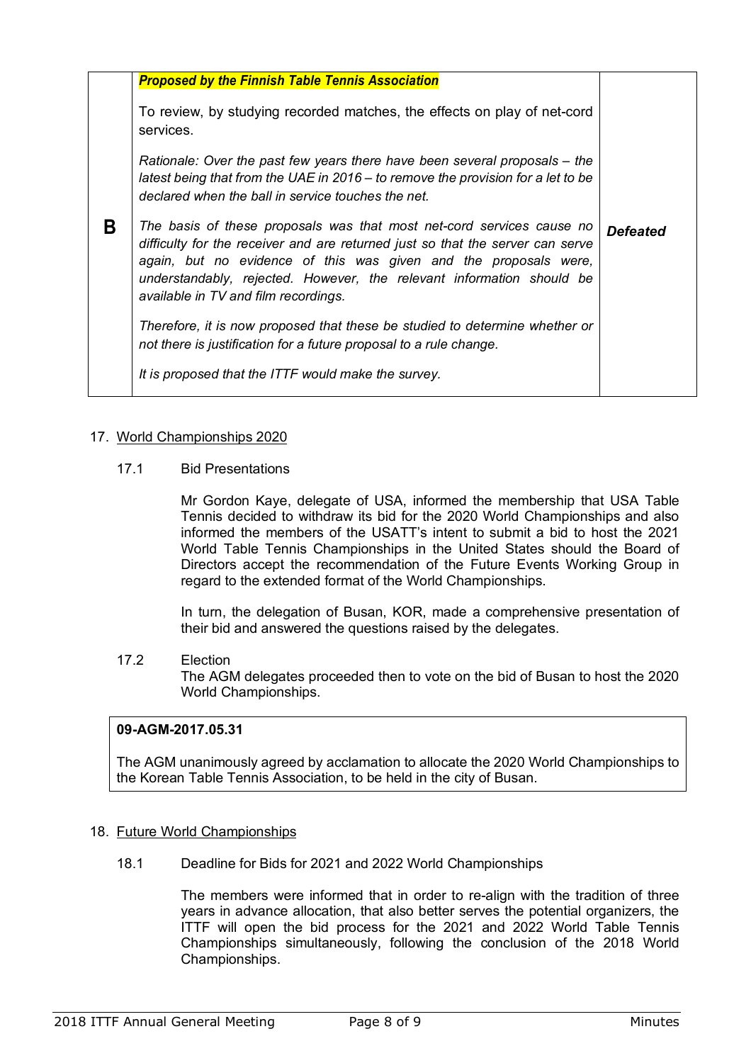| | | |
|---|---|---|
| **B** | ***Proposed by the Finnish Table Tennis Association***<br><br>To review, by studying recorded matches, the effects on play of net-cord services.<br><br>*Rationale: Over the past few years there have been several proposals – the latest being that from the UAE in 2016 – to remove the provision for a let to be declared when the ball in service touches the net.*<br><br>*The basis of these proposals was that most net-cord services cause no difficulty for the receiver and are returned just so that the server can serve again, but no evidence of this was given and the proposals were, understandably, rejected. However, the relevant information should be available in TV and film recordings.*<br><br>*Therefore, it is now proposed that these be studied to determine whether or not there is justification for a future proposal to a rule change.*<br><br>*It is proposed that the ITTF would make the survey.* | ***Defeated*** |

17. <u>World Championships 2020</u>

17.1 Bid Presentations

Mr Gordon Kaye, delegate of USA, informed the membership that USA Table Tennis decided to withdraw its bid for the 2020 World Championships and also informed the members of the USATT's intent to submit a bid to host the 2021 World Table Tennis Championships in the United States should the Board of Directors accept the recommendation of the Future Events Working Group in regard to the extended format of the World Championships.

In turn, the delegation of Busan, KOR, made a comprehensive presentation of their bid and answered the questions raised by the delegates.

17.2 Election

The AGM delegates proceeded then to vote on the bid of Busan to host the 2020 World Championships.

| **09-AGM-2017.05.31** |
|---|
| The AGM unanimously agreed by acclamation to allocate the 2020 World Championships to the Korean Table Tennis Association, to be held in the city of Busan. |

18. <u>Future World Championships</u>

18.1 Deadline for Bids for 2021 and 2022 World Championships

The members were informed that in order to re-align with the tradition of three years in advance allocation, that also better serves the potential organizers, the ITTF will open the bid process for the 2021 and 2022 World Table Tennis Championships simultaneously, following the conclusion of the 2018 World Championships.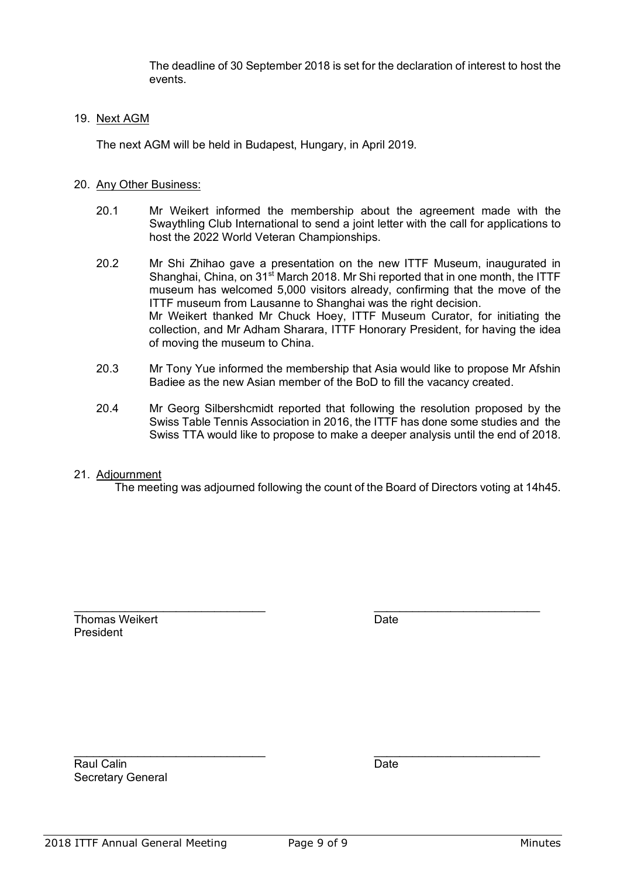The deadline of 30 September 2018 is set for the declaration of interest to host the events.

19. Next AGM

The next AGM will be held in Budapest, Hungary, in April 2019.

20. Any Other Business:

20.1 Mr Weikert informed the membership about the agreement made with the Swaythling Club International to send a joint letter with the call for applications to host the 2022 World Veteran Championships.

20.2 Mr Shi Zhihao gave a presentation on the new ITTF Museum, inaugurated in Shanghai, China, on 31st March 2018. Mr Shi reported that in one month, the ITTF museum has welcomed 5,000 visitors already, confirming that the move of the ITTF museum from Lausanne to Shanghai was the right decision.
Mr Weikert thanked Mr Chuck Hoey, ITTF Museum Curator, for initiating the collection, and Mr Adham Sharara, ITTF Honorary President, for having the idea of moving the museum to China.

20.3 Mr Tony Yue informed the membership that Asia would like to propose Mr Afshin Badiee as the new Asian member of the BoD to fill the vacancy created.

20.4 Mr Georg Silbershcmidt reported that following the resolution proposed by the Swiss Table Tennis Association in 2016, the ITTF has done some studies and the Swiss TTA would like to propose to make a deeper analysis until the end of 2018.

21. Adjournment

The meeting was adjourned following the count of the Board of Directors voting at 14h45.

\_\_\_\_\_\_\_\_\_\_\_\_\_\_\_\_\_\_\_\_\_\_\_\_\_\_\_\_\_\_ \_\_\_\_\_\_\_\_\_\_\_\_\_\_\_\_\_\_\_\_\_\_\_\_\_\_

Thomas Weikert Date
President

\_\_\_\_\_\_\_\_\_\_\_\_\_\_\_\_\_\_\_\_\_\_\_\_\_\_\_\_\_\_ \_\_\_\_\_\_\_\_\_\_\_\_\_\_\_\_\_\_\_\_\_\_\_\_\_\_

Raul Calin Date
Secretary General